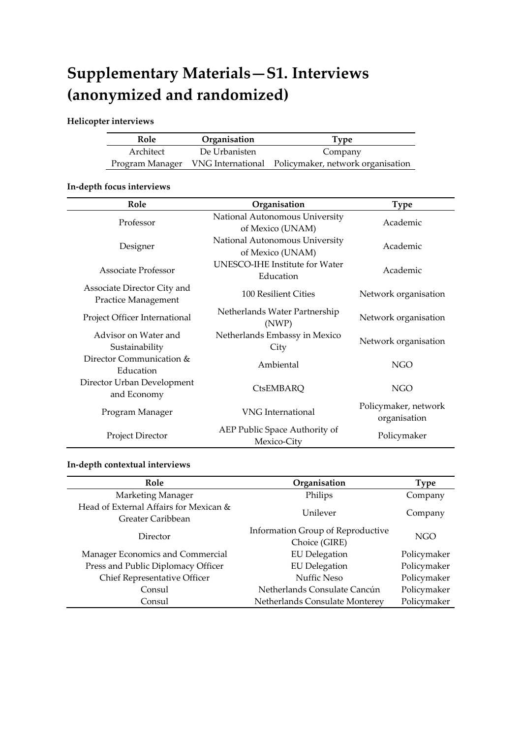# Supplementary Materials—S1. Interviews (anonymized and randomized)

**Helicopter interviews**

| Role | Organisation | Type |
|---|---|---|
| Architect | De Urbanisten | Company |
| Program Manager | VNG International | Policymaker, network organisation |

**In-depth focus interviews**

| Role | Organisation | Type |
|---|---|---|
| Professor | National Autonomous University of Mexico (UNAM) | Academic |
| Designer | National Autonomous University of Mexico (UNAM) | Academic |
| Associate Professor | UNESCO-IHE Institute for Water Education | Academic |
| Associate Director City and Practice Management | 100 Resilient Cities | Network organisation |
| Project Officer International | Netherlands Water Partnership (NWP) | Network organisation |
| Advisor on Water and Sustainability | Netherlands Embassy in Mexico City | Network organisation |
| Director Communication & Education | Ambiental | NGO |
| Director Urban Development and Economy | CtsEMBARQ | NGO |
| Program Manager | VNG International | Policymaker, network organisation |
| Project Director | AEP Public Space Authority of Mexico-City | Policymaker |

**In-depth contextual interviews**

| Role | Organisation | Type |
|---|---|---|
| Marketing Manager | Philips | Company |
| Head of External Affairs for Mexican & Greater Caribbean | Unilever | Company |
| Director | Information Group of Reproductive Choice (GIRE) | NGO |
| Manager Economics and Commercial | EU Delegation | Policymaker |
| Press and Public Diplomacy Officer | EU Delegation | Policymaker |
| Chief Representative Officer | Nuffic Neso | Policymaker |
| Consul | Netherlands Consulate Cancún | Policymaker |
| Consul | Netherlands Consulate Monterey | Policymaker |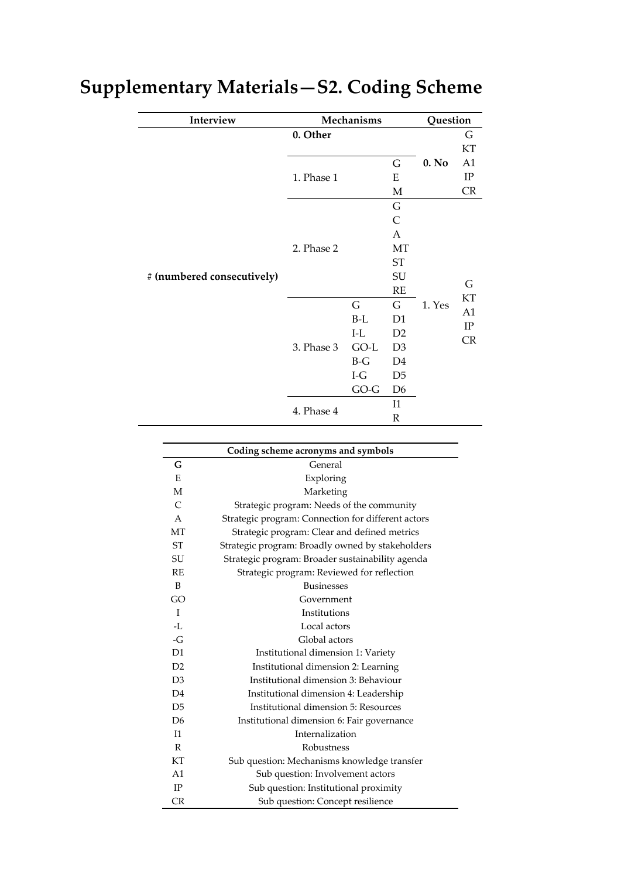# Supplementary Materials—S2. Coding Scheme

| Interview | Mechanisms | | | Question | |
|---|---|---|---|---|---|
| # (numbered consecutively) | **0. Other** | | | **0. No** | G<br>KT<br>A1<br>IP<br>CR |
| | 1. Phase 1 | | G<br>E<br>M | | |
| | 2. Phase 2 | | G<br>C<br>A<br>MT<br>ST<br>SU<br>RE | 1. Yes | G<br>KT<br>A1<br>IP<br>CR |
| | 3. Phase 3 | G<br>B-L<br>I-L<br>GO-L<br>B-G<br>I-G<br>GO-G | G<br>D1<br>D2<br>D3<br>D4<br>D5<br>D6 | | |
| | 4. Phase 4 | | I1<br>R | | |

| Coding scheme acronyms and symbols | |
|---|---|
| **G** | General |
| E | Exploring |
| M | Marketing |
| C | Strategic program: Needs of the community |
| A | Strategic program: Connection for different actors |
| MT | Strategic program: Clear and defined metrics |
| ST | Strategic program: Broadly owned by stakeholders |
| SU | Strategic program: Broader sustainability agenda |
| RE | Strategic program: Reviewed for reflection |
| B | Businesses |
| GO | Government |
| I | Institutions |
| -L | Local actors |
| -G | Global actors |
| D1 | Institutional dimension 1: Variety |
| D2 | Institutional dimension 2: Learning |
| D3 | Institutional dimension 3: Behaviour |
| D4 | Institutional dimension 4: Leadership |
| D5 | Institutional dimension 5: Resources |
| D6 | Institutional dimension 6: Fair governance |
| I1 | Internalization |
| R | Robustness |
| KT | Sub question: Mechanisms knowledge transfer |
| A1 | Sub question: Involvement actors |
| IP | Sub question: Institutional proximity |
| CR | Sub question: Concept resilience |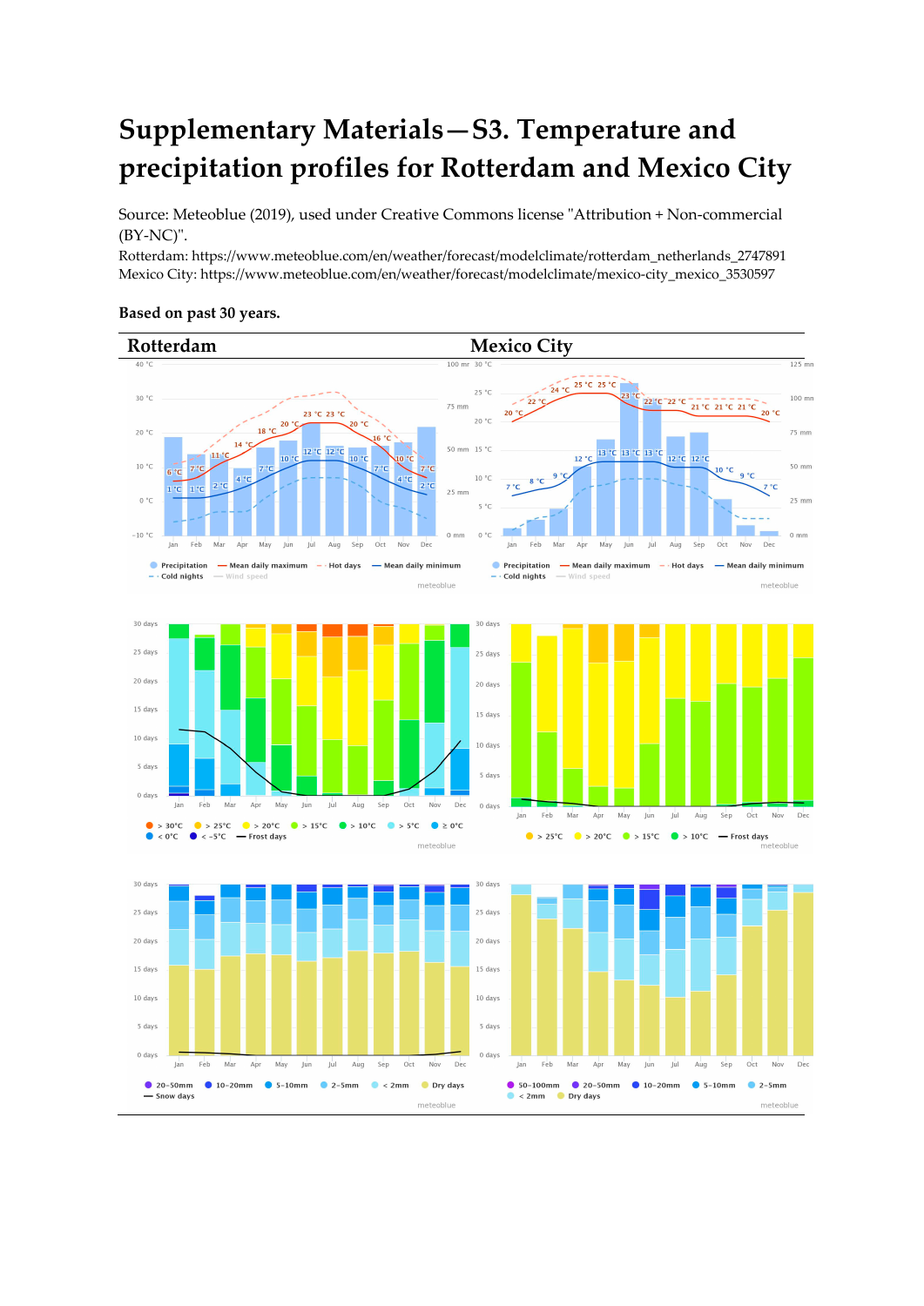# Supplementary Materials—S3. Temperature and precipitation profiles for Rotterdam and Mexico City

Source: Meteoblue (2019), used under Creative Commons license "Attribution + Non-commercial (BY-NC)".
Rotterdam: https://www.meteoblue.com/en/weather/forecast/modelclimate/rotterdam_netherlands_2747891
Mexico City: https://www.meteoblue.com/en/weather/forecast/modelclimate/mexico-city_mexico_3530597

**Based on past 30 years.**

| Rotterdam | Mexico City |
|---|---|

Rotterdam

40 °C
30 °C
20 °C
10 °C
0 °C
−10 °C
100 mm
75 mm
50 mm
25 mm
0 mm
6 °C 7 °C 11 °C 14 °C 18 °C 20 °C 23 °C 23 °C 20 °C 16 °C 10 °C 7 °C
1 °C 1 °C 2 °C 4 °C 7 °C 10 °C 12 °C 12 °C 10 °C 7 °C 4 °C 2 °C
Jan Feb Mar Apr May Jun Jul Aug Sep Oct Nov Dec
Precipitation — Mean daily maximum — Hot days — Mean daily minimum — Cold nights — Wind speed
meteoblue

Mexico City

30 °C
25 °C
20 °C
15 °C
10 °C
5 °C
0 °C
125 mm
100 mm
75 mm
50 mm
25 mm
0 mm
20 °C 22 °C 24 °C 25 °C 25 °C 23 °C 22 °C 22 °C 21 °C 21 °C 21 °C 20 °C
7 °C 8 °C 9 °C 12 °C 13 °C 13 °C 13 °C 12 °C 12 °C 10 °C 9 °C 7 °C
Jan Feb Mar Apr May Jun Jul Aug Sep Oct Nov Dec
Precipitation — Mean daily maximum — Hot days — Mean daily minimum — Cold nights — Wind speed
meteoblue

30 days
25 days
20 days
15 days
10 days
5 days
0 days
Jan Feb Mar Apr May Jun Jul Aug Sep Oct Nov Dec
> 30°C > 25°C > 20°C > 15°C > 10°C > 5°C ≥ 0°C < 0°C < −5°C — Frost days
meteoblue

30 days
25 days
20 days
15 days
10 days
5 days
0 days
Jan Feb Mar Apr May Jun Jul Aug Sep Oct Nov Dec
> 25°C > 20°C > 15°C > 10°C — Frost days
meteoblue

30 days
25 days
20 days
15 days
10 days
5 days
0 days
Jan Feb Mar Apr May Jun Jul Aug Sep Oct Nov Dec
20–50mm 10–20mm 5–10mm 2–5mm < 2mm Dry days — Snow days
meteoblue

30 days
25 days
20 days
15 days
10 days
5 days
0 days
Jan Feb Mar Apr May Jun Jul Aug Sep Oct Nov Dec
50–100mm 20–50mm 10–20mm 5–10mm 2–5mm < 2mm Dry days
meteoblue